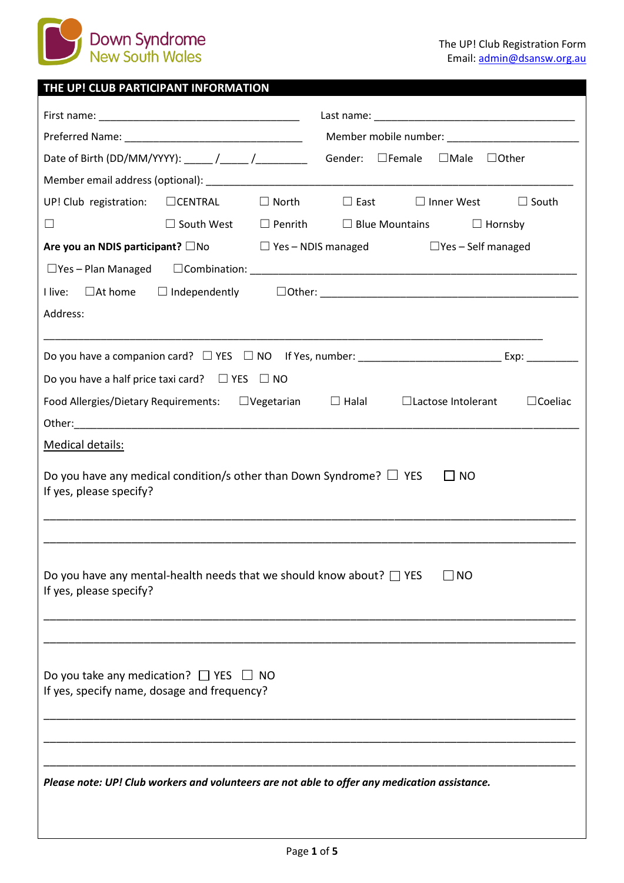Down Syndrome New South Wales

The UP! Club Registration Form
Email: admin@dsansw.org.au

## THE UP! CLUB PARTICIPANT INFORMATION

First name: ___________________________________ Last name: ___________________________________

Preferred Name: _______________________________ Member mobile number: ______________________

Date of Birth (DD/MM/YYYY): _____ /_____ /_________ Gender: ☐Female ☐Male ☐Other

Member email address (optional): ________________________________________________________________

UP! Club registration: ☐CENTRAL ☐ North ☐ East ☐ Inner West ☐ South

☐ ☐ South West ☐ Penrith ☐ Blue Mountains ☐ Hornsby

**Are you an NDIS participant?** ☐No ☐ Yes – NDIS managed ☐Yes – Self managed

☐Yes – Plan Managed ☐Combination: ________________________________________________________

I live: ☐At home ☐ Independently ☐Other: ______________________________________________

Address:

______________________________________________________________________________________

Do you have a companion card? ☐ YES ☐ NO If Yes, number: _________________________ Exp: _________

Do you have a half price taxi card? ☐ YES ☐ NO

Food Allergies/Dietary Requirements: ☐Vegetarian ☐ Halal ☐Lactose Intolerant ☐Coeliac

Other:_________________________________________________________________________________

<u>Medical details:</u>

Do you have any medical condition/s other than Down Syndrome? ☐ YES ☐ NO
If yes, please specify?

______________________________________________________________________________________

______________________________________________________________________________________

Do you have any mental-health needs that we should know about? ☐ YES ☐ NO
If yes, please specify?

______________________________________________________________________________________

______________________________________________________________________________________

Do you take any medication? ☐ YES ☐ NO
If yes, specify name, dosage and frequency?

______________________________________________________________________________________

______________________________________________________________________________________

______________________________________________________________________________________

***Please note: UP! Club workers and volunteers are not able to offer any medication assistance.***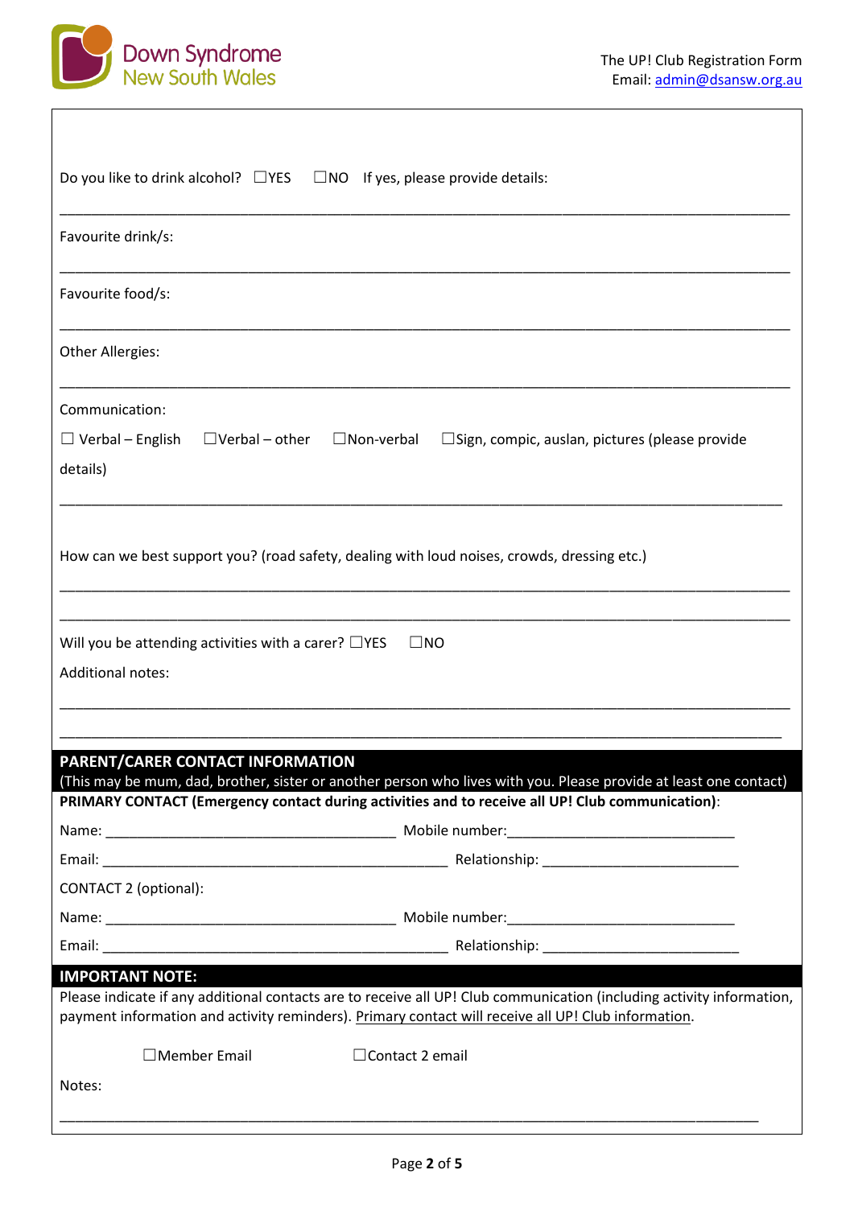Do you like to drink alcohol? ☐YES ☐NO If yes, please provide details:

_______________________________________________________________________________

Favourite drink/s:

_______________________________________________________________________________

Favourite food/s:

_______________________________________________________________________________

Other Allergies:

_______________________________________________________________________________

Communication:

☐ Verbal – English ☐Verbal – other ☐Non-verbal ☐Sign, compic, auslan, pictures (please provide details)

_______________________________________________________________________________

How can we best support you? (road safety, dealing with loud noises, crowds, dressing etc.)

_______________________________________________________________________________

_______________________________________________________________________________

Will you be attending activities with a carer? ☐YES ☐NO

Additional notes:

_______________________________________________________________________________

_______________________________________________________________________________

## PARENT/CARER CONTACT INFORMATION

(This may be mum, dad, brother, sister or another person who lives with you. Please provide at least one contact)

**PRIMARY CONTACT (Emergency contact during activities and to receive all UP! Club communication)**:

Name: ____________________________________ Mobile number:____________________________

Email: ___________________________________________ Relationship: _________________________

CONTACT 2 (optional):

Name: ____________________________________ Mobile number:____________________________

Email: ___________________________________________ Relationship: _________________________

## IMPORTANT NOTE:

Please indicate if any additional contacts are to receive all UP! Club communication (including activity information, payment information and activity reminders). Primary contact will receive all UP! Club information.

☐Member Email ☐Contact 2 email

Notes:

_______________________________________________________________________________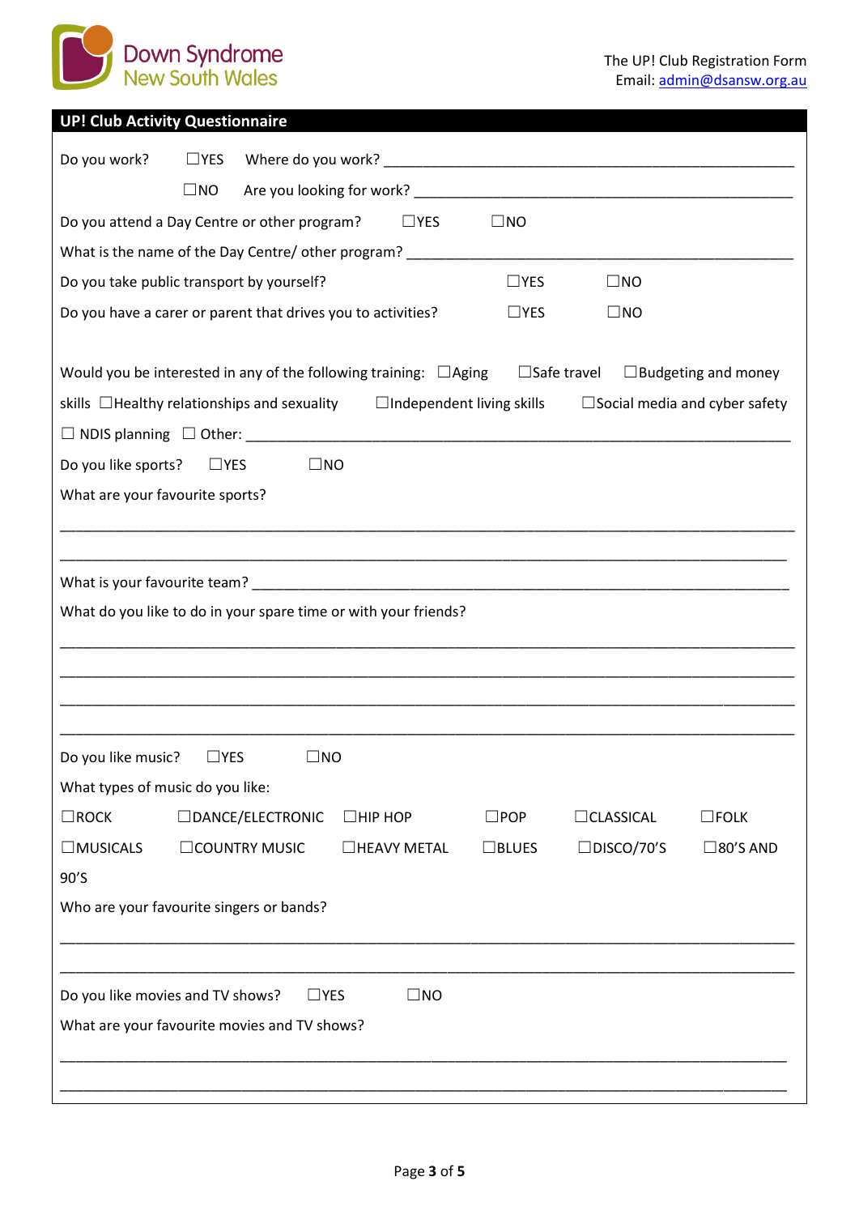## UP! Club Activity Questionnaire

Do you work? ☐YES Where do you work? ____________________________________________

☐NO Are you looking for work? ____________________________________________

Do you attend a Day Centre or other program? ☐YES ☐NO

What is the name of the Day Centre/ other program? ____________________________________________

Do you take public transport by yourself? ☐YES ☐NO

Do you have a carer or parent that drives you to activities? ☐YES ☐NO

Would you be interested in any of the following training: ☐Aging ☐Safe travel ☐Budgeting and money skills ☐Healthy relationships and sexuality ☐Independent living skills ☐Social media and cyber safety ☐ NDIS planning ☐ Other: ____________________________________________

Do you like sports? ☐YES ☐NO

What are your favourite sports?

____________________________________________

____________________________________________

What is your favourite team? ____________________________________________

What do you like to do in your spare time or with your friends?

____________________________________________

____________________________________________

____________________________________________

____________________________________________

Do you like music? ☐YES ☐NO

What types of music do you like:

☐ROCK ☐DANCE/ELECTRONIC ☐HIP HOP ☐POP ☐CLASSICAL ☐FOLK ☐MUSICALS ☐COUNTRY MUSIC ☐HEAVY METAL ☐BLUES ☐DISCO/70'S ☐80'S AND 90'S

Who are your favourite singers or bands?

____________________________________________

____________________________________________

Do you like movies and TV shows? ☐YES ☐NO

What are your favourite movies and TV shows?

____________________________________________

____________________________________________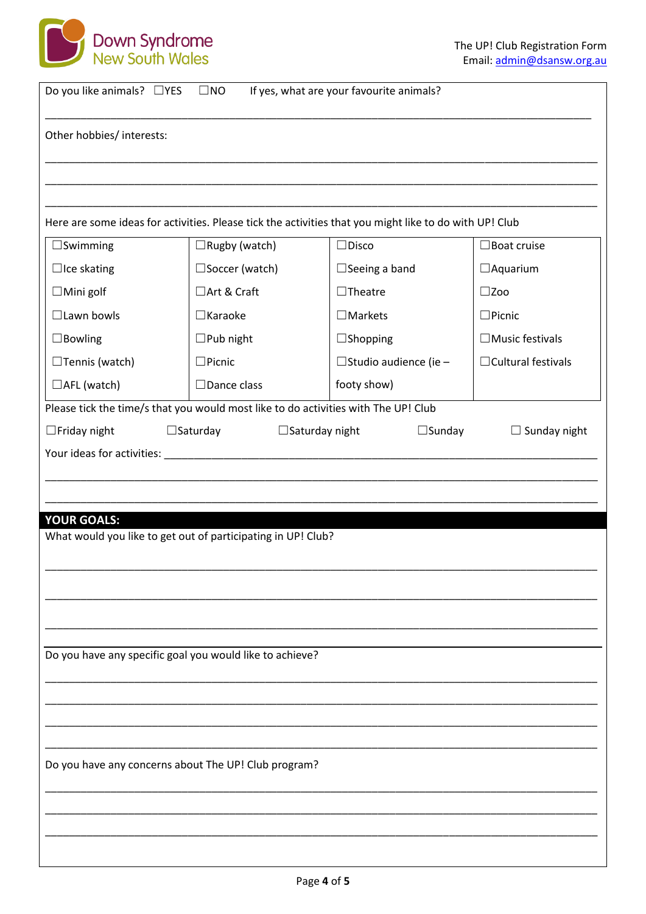Do you like animals? ☐YES ☐NO If yes, what are your favourite animals?

\_\_\_\_\_\_\_\_\_\_\_\_\_\_\_\_\_\_\_\_\_\_\_\_\_\_\_\_\_\_\_\_\_\_\_\_\_\_\_\_\_\_\_\_\_\_\_\_\_\_\_\_\_\_\_\_\_\_\_\_\_\_\_\_\_\_\_\_\_\_\_\_\_\_\_\_\_\_

Other hobbies/ interests:

\_\_\_\_\_\_\_\_\_\_\_\_\_\_\_\_\_\_\_\_\_\_\_\_\_\_\_\_\_\_\_\_\_\_\_\_\_\_\_\_\_\_\_\_\_\_\_\_\_\_\_\_\_\_\_\_\_\_\_\_\_\_\_\_\_\_\_\_\_\_\_\_\_\_\_\_\_\_

\_\_\_\_\_\_\_\_\_\_\_\_\_\_\_\_\_\_\_\_\_\_\_\_\_\_\_\_\_\_\_\_\_\_\_\_\_\_\_\_\_\_\_\_\_\_\_\_\_\_\_\_\_\_\_\_\_\_\_\_\_\_\_\_\_\_\_\_\_\_\_\_\_\_\_\_\_\_

\_\_\_\_\_\_\_\_\_\_\_\_\_\_\_\_\_\_\_\_\_\_\_\_\_\_\_\_\_\_\_\_\_\_\_\_\_\_\_\_\_\_\_\_\_\_\_\_\_\_\_\_\_\_\_\_\_\_\_\_\_\_\_\_\_\_\_\_\_\_\_\_\_\_\_\_\_\_

Here are some ideas for activities. Please tick the activities that you might like to do with UP! Club

| | | | |
|---|---|---|---|
| ☐Swimming | ☐Rugby (watch) | ☐Disco | ☐Boat cruise |
| ☐Ice skating | ☐Soccer (watch) | ☐Seeing a band | ☐Aquarium |
| ☐Mini golf | ☐Art & Craft | ☐Theatre | ☐Zoo |
| ☐Lawn bowls | ☐Karaoke | ☐Markets | ☐Picnic |
| ☐Bowling | ☐Pub night | ☐Shopping | ☐Music festivals |
| ☐Tennis (watch) | ☐Picnic | ☐Studio audience (ie – footy show) | ☐Cultural festivals |
| ☐AFL (watch) | ☐Dance class | | |

Please tick the time/s that you would most like to do activities with The UP! Club

☐Friday night ☐Saturday ☐Saturday night ☐Sunday ☐ Sunday night

Your ideas for activities: \_\_\_\_\_\_\_\_\_\_\_\_\_\_\_\_\_\_\_\_\_\_\_\_\_\_\_\_\_\_\_\_\_\_\_\_\_\_\_\_\_\_\_\_\_\_\_\_\_\_\_\_\_\_\_\_\_\_\_\_\_\_

\_\_\_\_\_\_\_\_\_\_\_\_\_\_\_\_\_\_\_\_\_\_\_\_\_\_\_\_\_\_\_\_\_\_\_\_\_\_\_\_\_\_\_\_\_\_\_\_\_\_\_\_\_\_\_\_\_\_\_\_\_\_\_\_\_\_\_\_\_\_\_\_\_\_\_\_\_\_

\_\_\_\_\_\_\_\_\_\_\_\_\_\_\_\_\_\_\_\_\_\_\_\_\_\_\_\_\_\_\_\_\_\_\_\_\_\_\_\_\_\_\_\_\_\_\_\_\_\_\_\_\_\_\_\_\_\_\_\_\_\_\_\_\_\_\_\_\_\_\_\_\_\_\_\_\_\_

## YOUR GOALS:

What would you like to get out of participating in UP! Club?

\_\_\_\_\_\_\_\_\_\_\_\_\_\_\_\_\_\_\_\_\_\_\_\_\_\_\_\_\_\_\_\_\_\_\_\_\_\_\_\_\_\_\_\_\_\_\_\_\_\_\_\_\_\_\_\_\_\_\_\_\_\_\_\_\_\_\_\_\_\_\_\_\_\_\_\_\_\_

\_\_\_\_\_\_\_\_\_\_\_\_\_\_\_\_\_\_\_\_\_\_\_\_\_\_\_\_\_\_\_\_\_\_\_\_\_\_\_\_\_\_\_\_\_\_\_\_\_\_\_\_\_\_\_\_\_\_\_\_\_\_\_\_\_\_\_\_\_\_\_\_\_\_\_\_\_\_

\_\_\_\_\_\_\_\_\_\_\_\_\_\_\_\_\_\_\_\_\_\_\_\_\_\_\_\_\_\_\_\_\_\_\_\_\_\_\_\_\_\_\_\_\_\_\_\_\_\_\_\_\_\_\_\_\_\_\_\_\_\_\_\_\_\_\_\_\_\_\_\_\_\_\_\_\_\_

Do you have any specific goal you would like to achieve?

\_\_\_\_\_\_\_\_\_\_\_\_\_\_\_\_\_\_\_\_\_\_\_\_\_\_\_\_\_\_\_\_\_\_\_\_\_\_\_\_\_\_\_\_\_\_\_\_\_\_\_\_\_\_\_\_\_\_\_\_\_\_\_\_\_\_\_\_\_\_\_\_\_\_\_\_\_\_

\_\_\_\_\_\_\_\_\_\_\_\_\_\_\_\_\_\_\_\_\_\_\_\_\_\_\_\_\_\_\_\_\_\_\_\_\_\_\_\_\_\_\_\_\_\_\_\_\_\_\_\_\_\_\_\_\_\_\_\_\_\_\_\_\_\_\_\_\_\_\_\_\_\_\_\_\_\_

\_\_\_\_\_\_\_\_\_\_\_\_\_\_\_\_\_\_\_\_\_\_\_\_\_\_\_\_\_\_\_\_\_\_\_\_\_\_\_\_\_\_\_\_\_\_\_\_\_\_\_\_\_\_\_\_\_\_\_\_\_\_\_\_\_\_\_\_\_\_\_\_\_\_\_\_\_\_

\_\_\_\_\_\_\_\_\_\_\_\_\_\_\_\_\_\_\_\_\_\_\_\_\_\_\_\_\_\_\_\_\_\_\_\_\_\_\_\_\_\_\_\_\_\_\_\_\_\_\_\_\_\_\_\_\_\_\_\_\_\_\_\_\_\_\_\_\_\_\_\_\_\_\_\_\_\_

Do you have any concerns about The UP! Club program?

\_\_\_\_\_\_\_\_\_\_\_\_\_\_\_\_\_\_\_\_\_\_\_\_\_\_\_\_\_\_\_\_\_\_\_\_\_\_\_\_\_\_\_\_\_\_\_\_\_\_\_\_\_\_\_\_\_\_\_\_\_\_\_\_\_\_\_\_\_\_\_\_\_\_\_\_\_\_

\_\_\_\_\_\_\_\_\_\_\_\_\_\_\_\_\_\_\_\_\_\_\_\_\_\_\_\_\_\_\_\_\_\_\_\_\_\_\_\_\_\_\_\_\_\_\_\_\_\_\_\_\_\_\_\_\_\_\_\_\_\_\_\_\_\_\_\_\_\_\_\_\_\_\_\_\_\_

\_\_\_\_\_\_\_\_\_\_\_\_\_\_\_\_\_\_\_\_\_\_\_\_\_\_\_\_\_\_\_\_\_\_\_\_\_\_\_\_\_\_\_\_\_\_\_\_\_\_\_\_\_\_\_\_\_\_\_\_\_\_\_\_\_\_\_\_\_\_\_\_\_\_\_\_\_\_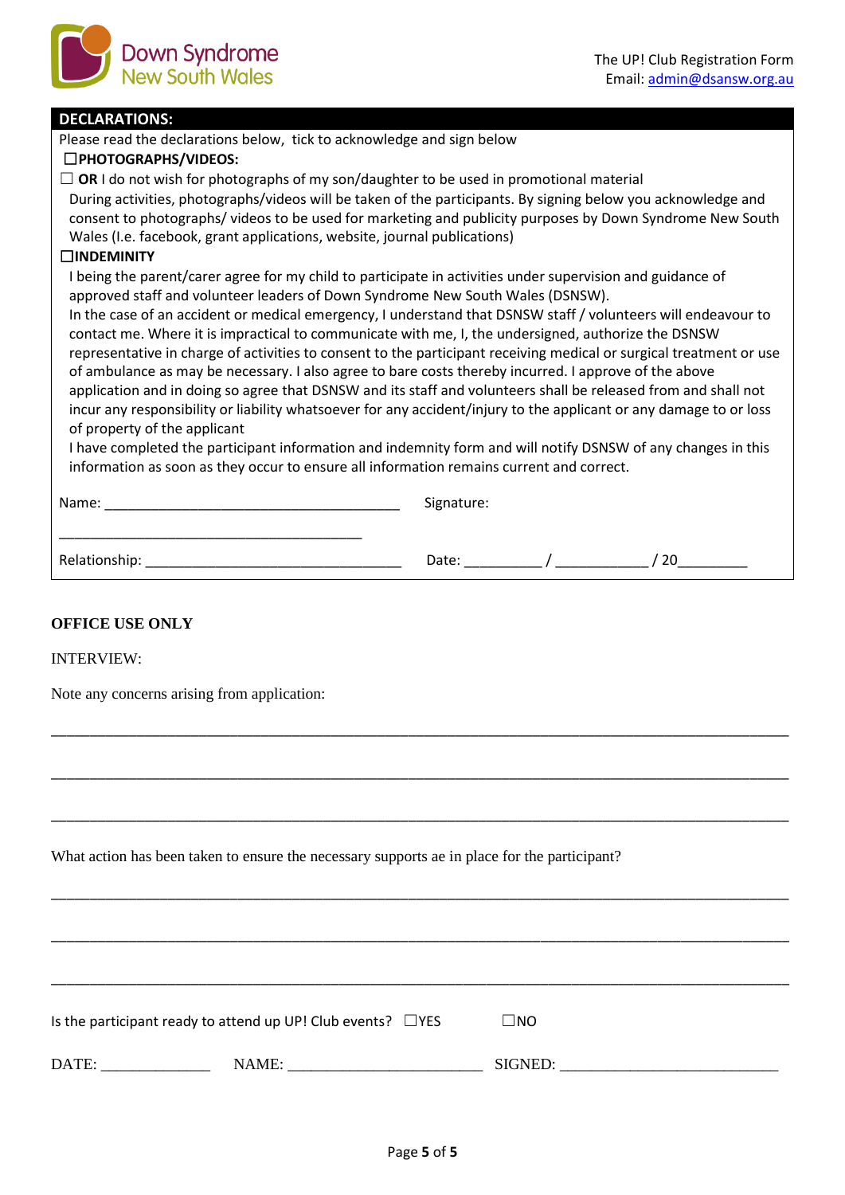Down Syndrome New South Wales

The UP! Club Registration Form
Email: admin@dsansw.org.au

## DECLARATIONS:

Please read the declarations below, tick to acknowledge and sign below

☐**PHOTOGRAPHS/VIDEOS:**

☐ **OR** I do not wish for photographs of my son/daughter to be used in promotional material

During activities, photographs/videos will be taken of the participants. By signing below you acknowledge and consent to photographs/ videos to be used for marketing and publicity purposes by Down Syndrome New South Wales (I.e. facebook, grant applications, website, journal publications)

☐**INDEMINITY**

I being the parent/carer agree for my child to participate in activities under supervision and guidance of approved staff and volunteer leaders of Down Syndrome New South Wales (DSNSW).

In the case of an accident or medical emergency, I understand that DSNSW staff / volunteers will endeavour to contact me. Where it is impractical to communicate with me, I, the undersigned, authorize the DSNSW representative in charge of activities to consent to the participant receiving medical or surgical treatment or use of ambulance as may be necessary. I also agree to bare costs thereby incurred. I approve of the above application and in doing so agree that DSNSW and its staff and volunteers shall be released from and shall not incur any responsibility or liability whatsoever for any accident/injury to the applicant or any damage to or loss of property of the applicant

I have completed the participant information and indemnity form and will notify DSNSW of any changes in this information as soon as they occur to ensure all information remains current and correct.

Name: ______________________________________ Signature:

________________________________________

Relationship: _________________________________ Date: _________ / ___________ / 20________

**OFFICE USE ONLY**

INTERVIEW:

Note any concerns arising from application:

______________________________________________________________________________

______________________________________________________________________________

______________________________________________________________________________

What action has been taken to ensure the necessary supports ae in place for the participant?

______________________________________________________________________________

______________________________________________________________________________

______________________________________________________________________________

Is the participant ready to attend up UP! Club events? ☐YES ☐NO

DATE: ______________ NAME: _________________________ SIGNED: ____________________________